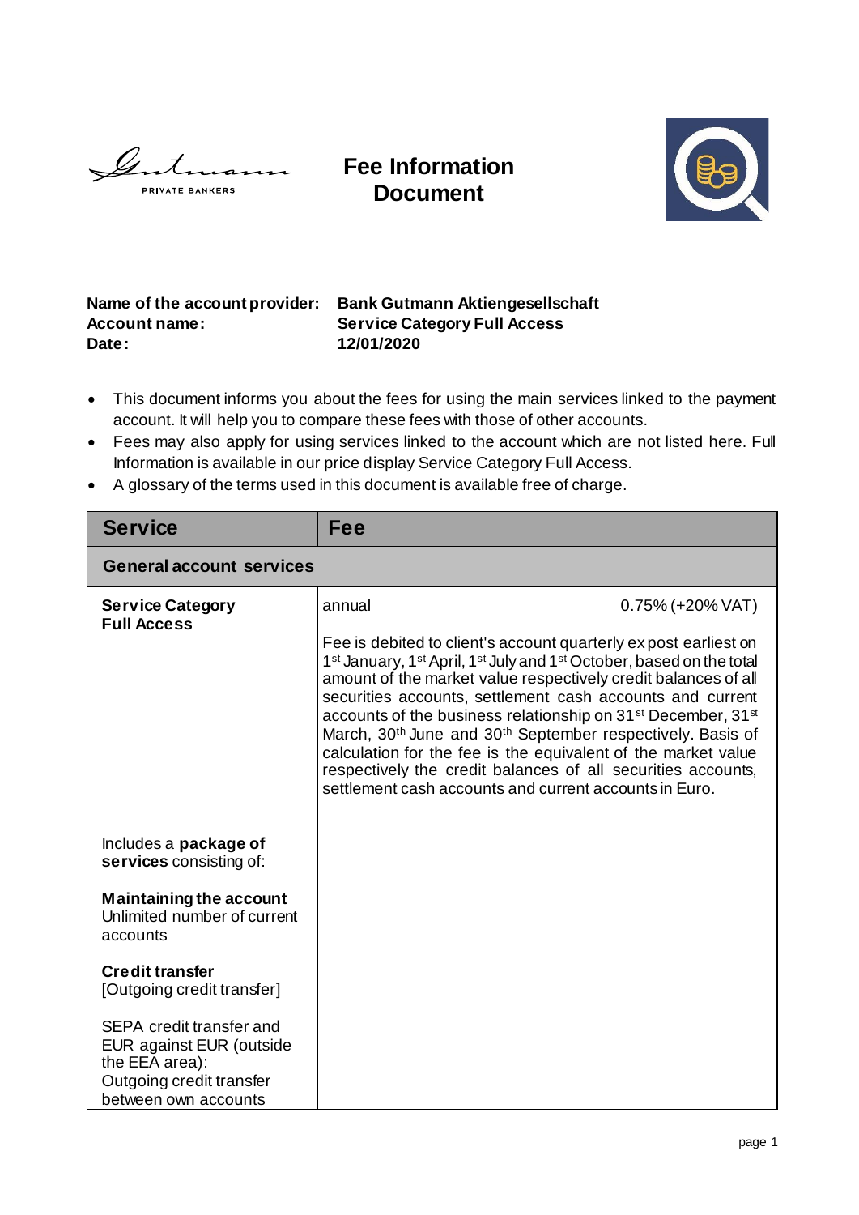Gutmann PRIVATE BANKERS

# Fee Information Document

**Name of the account provider:** **Bank Gutmann Aktiengesellschaft**
**Account name:** **Service Category Full Access**
**Date:** **12/01/2020**

- This document informs you about the fees for using the main services linked to the payment account. It will help you to compare these fees with those of other accounts.
- Fees may also apply for using services linked to the account which are not listed here. Full Information is available in our price display Service Category Full Access.
- A glossary of the terms used in this document is available free of charge.

| Service | Fee |
|---|---|
| **General account services** | |
| **Service Category Full Access** | annual 0.75% (+20% VAT)<br><br>Fee is debited to client's account quarterly ex post earliest on 1st January, 1st April, 1st July and 1st October, based on the total amount of the market value respectively credit balances of all securities accounts, settlement cash accounts and current accounts of the business relationship on 31st December, 31st March, 30th June and 30th September respectively. Basis of calculation for the fee is the equivalent of the market value respectively the credit balances of all securities accounts, settlement cash accounts and current accounts in Euro. |
| Includes a **package of services** consisting of:<br><br>**Maintaining the account**<br>Unlimited number of current accounts<br><br>**Credit transfer**<br>[Outgoing credit transfer]<br><br>SEPA credit transfer and EUR against EUR (outside the EEA area):<br>Outgoing credit transfer between own accounts | |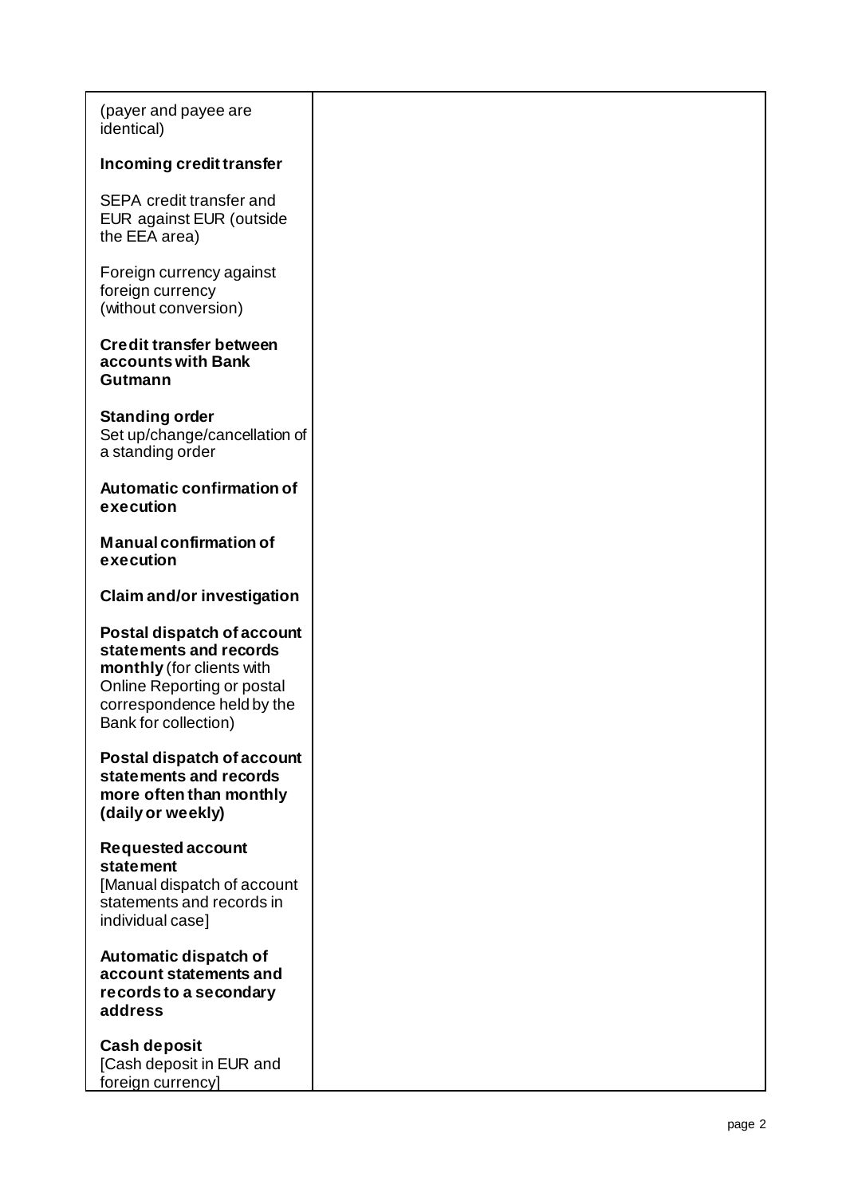| | |
|---|---|
| (payer and payee are identical)<br><br>**Incoming credit transfer**<br><br>SEPA credit transfer and EUR against EUR (outside the EEA area)<br><br>Foreign currency against foreign currency (without conversion)<br><br>**Credit transfer between accounts with Bank Gutmann**<br><br>**Standing order**<br>Set up/change/cancellation of a standing order<br><br>**Automatic confirmation of execution**<br><br>**Manual confirmation of execution**<br><br>**Claim and/or investigation**<br><br>**Postal dispatch of account statements and records monthly** (for clients with Online Reporting or postal correspondence held by the Bank for collection)<br><br>**Postal dispatch of account statements and records more often than monthly (daily or weekly)**<br><br>**Requested account statement**<br>[Manual dispatch of account statements and records in individual case]<br><br>**Automatic dispatch of account statements and records to a secondary address**<br><br>**Cash deposit**<br>[Cash deposit in EUR and foreign currency] | |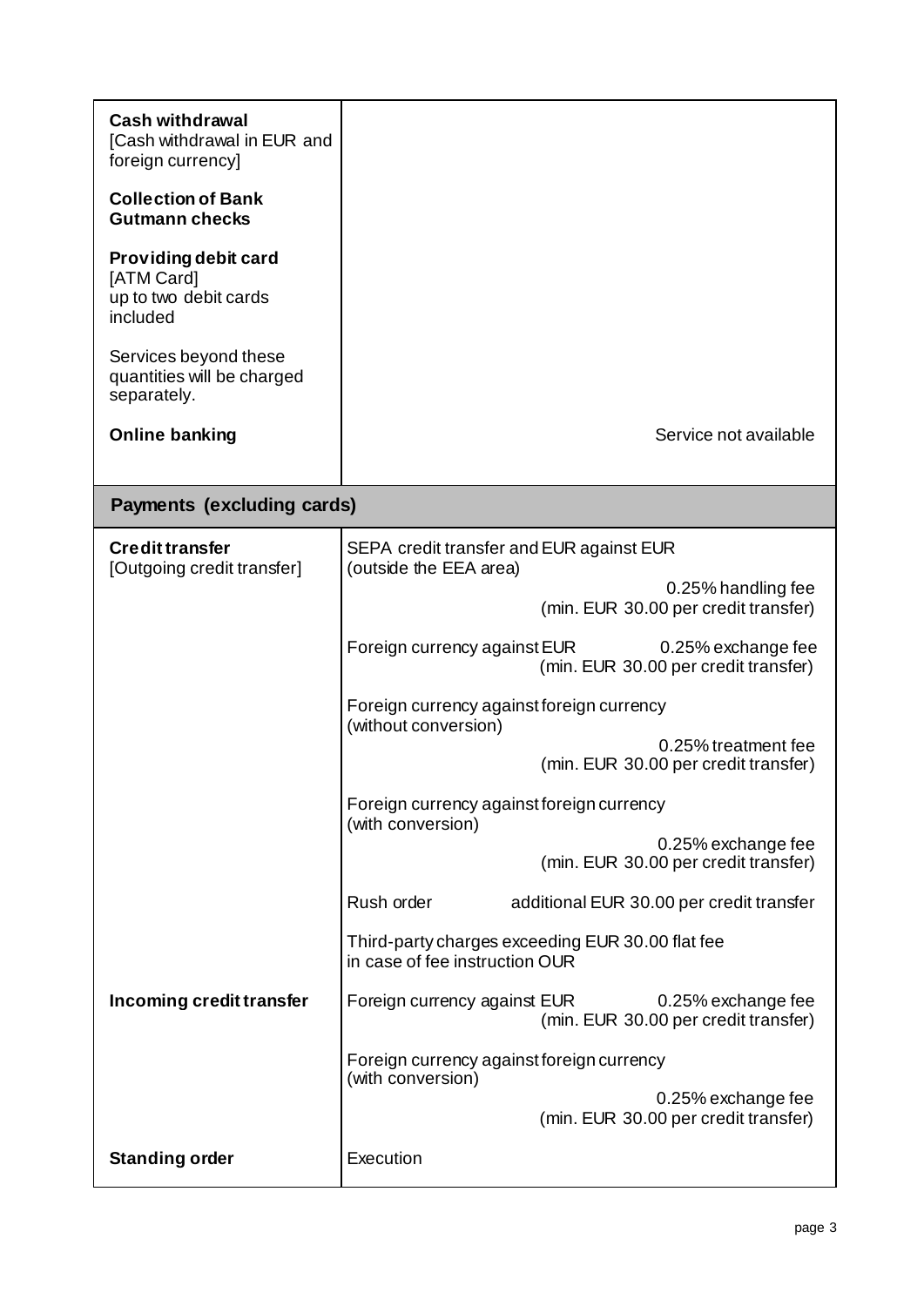| | |
|---|---|
| **Cash withdrawal**<br>[Cash withdrawal in EUR and foreign currency]<br><br>**Collection of Bank Gutmann checks**<br><br>**Providing debit card**<br>[ATM Card]<br>up to two debit cards included<br><br>Services beyond these quantities will be charged separately.<br><br>**Online banking** | <br><br><br><br><br><br><br><br><br><br><br><br>Service not available |

| **Payments (excluding cards)** | |
|---|---|
| **Credit transfer**<br>[Outgoing credit transfer] | SEPA credit transfer and EUR against EUR (outside the EEA area)<br>0.25% handling fee (min. EUR 30.00 per credit transfer)<br><br>Foreign currency against EUR 0.25% exchange fee (min. EUR 30.00 per credit transfer)<br><br>Foreign currency against foreign currency (without conversion)<br>0.25% treatment fee (min. EUR 30.00 per credit transfer)<br><br>Foreign currency against foreign currency (with conversion)<br>0.25% exchange fee (min. EUR 30.00 per credit transfer)<br><br>Rush order additional EUR 30.00 per credit transfer<br><br>Third-party charges exceeding EUR 30.00 flat fee in case of fee instruction OUR |
| **Incoming credit transfer** | Foreign currency against EUR 0.25% exchange fee (min. EUR 30.00 per credit transfer)<br><br>Foreign currency against foreign currency (with conversion)<br>0.25% exchange fee (min. EUR 30.00 per credit transfer) |
| **Standing order** | Execution |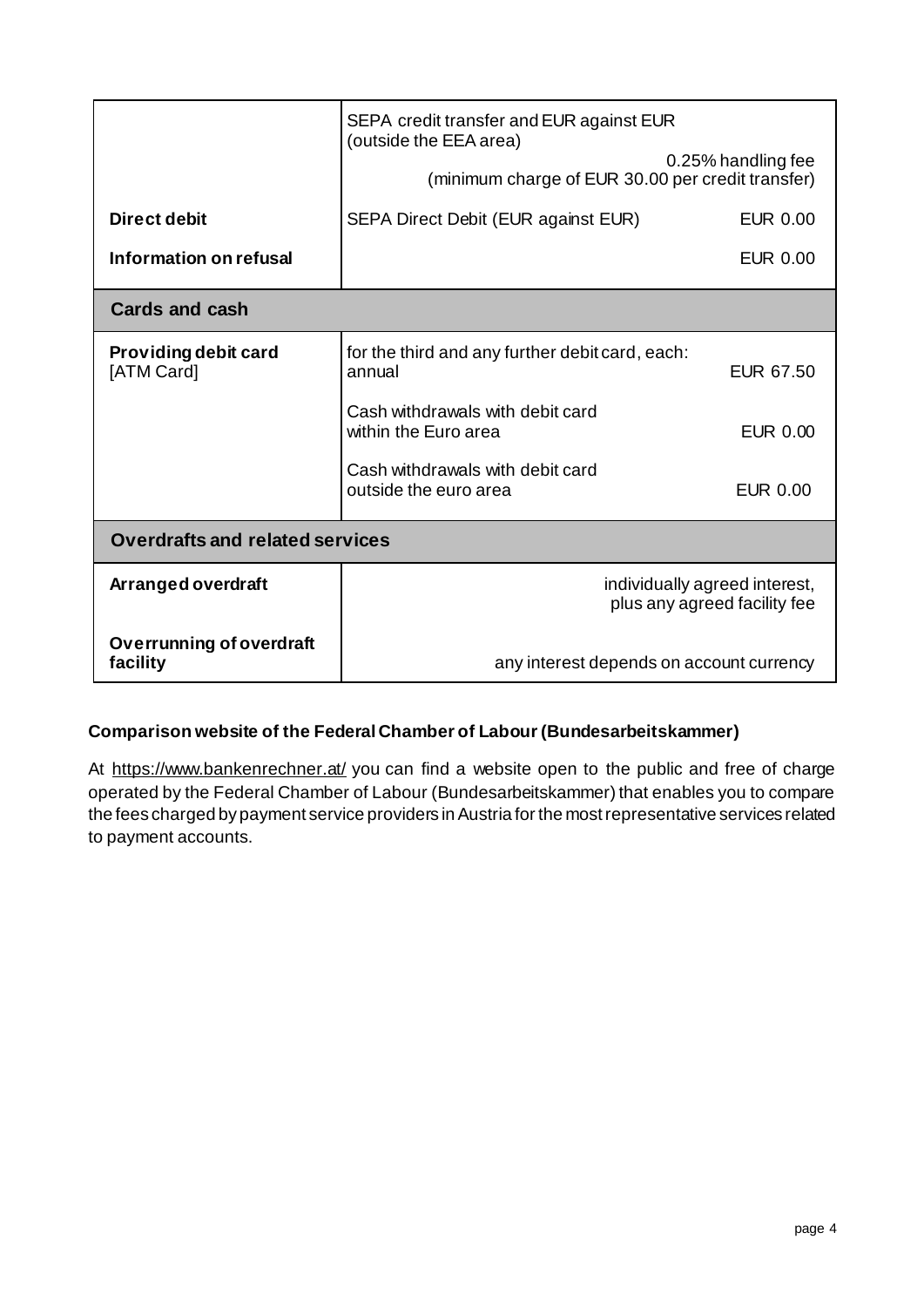| | | |
|---|---|---|
| | SEPA credit transfer and EUR against EUR (outside the EEA area) | 0.25% handling fee (minimum charge of EUR 30.00 per credit transfer) |
| **Direct debit** | SEPA Direct Debit (EUR against EUR) | EUR 0.00 |
| **Information on refusal** | | EUR 0.00 |
| **Cards and cash** | | |
| **Providing debit card** [ATM Card] | for the third and any further debit card, each: annual | EUR 67.50 |
| | Cash withdrawals with debit card within the Euro area | EUR 0.00 |
| | Cash withdrawals with debit card outside the euro area | EUR 0.00 |
| **Overdrafts and related services** | | |
| **Arranged overdraft** | | individually agreed interest, plus any agreed facility fee |
| **Overrunning of overdraft facility** | | any interest depends on account currency |

**Comparison website of the Federal Chamber of Labour (Bundesarbeitskammer)**

At https://www.bankenrechner.at/ you can find a website open to the public and free of charge operated by the Federal Chamber of Labour (Bundesarbeitskammer) that enables you to compare the fees charged by payment service providers in Austria for the most representative services related to payment accounts.